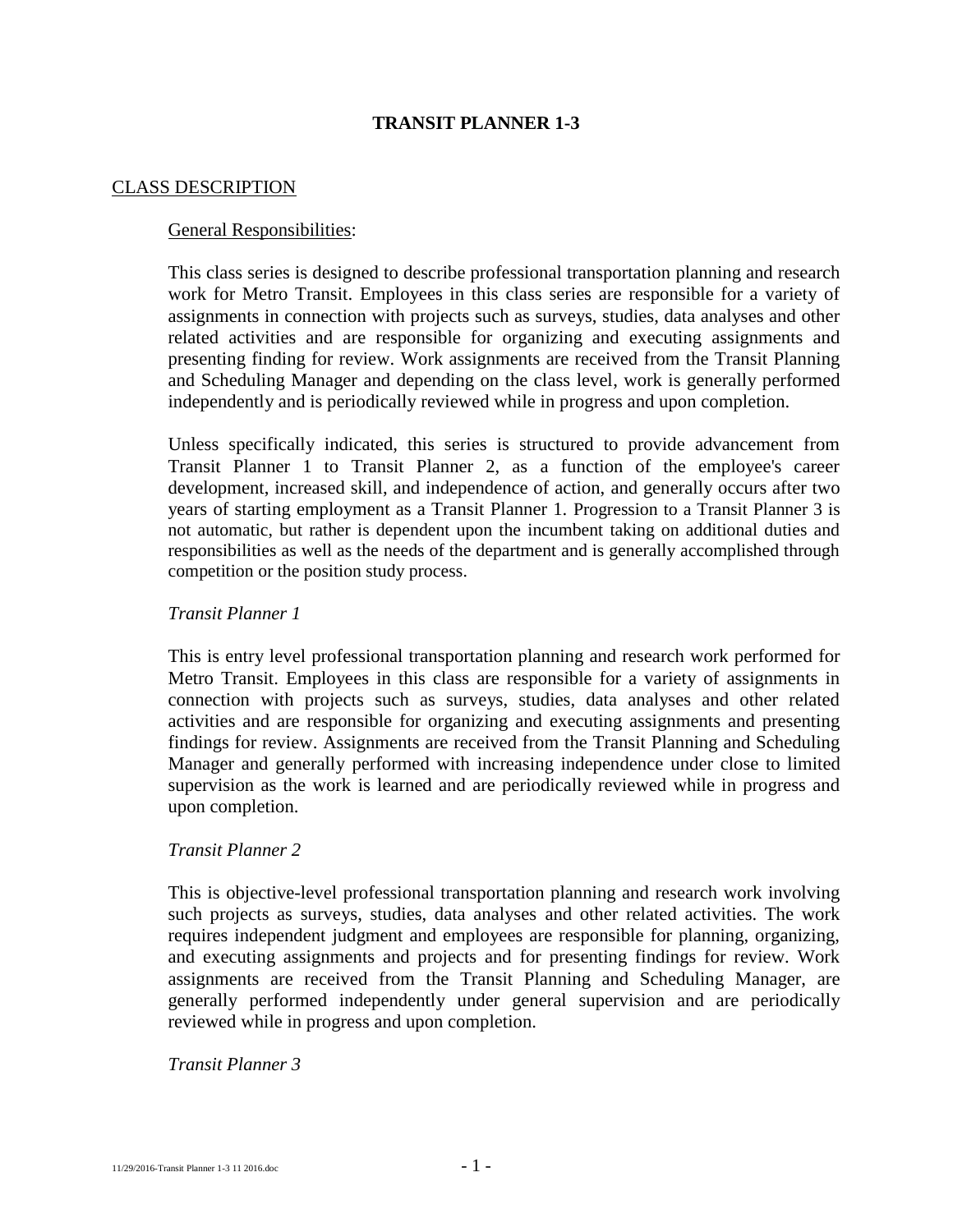# TRANSIT PLANNER 1-3

## CLASS DESCRIPTION

### General Responsibilities:

This class series is designed to describe professional transportation planning and research work for Metro Transit. Employees in this class series are responsible for a variety of assignments in connection with projects such as surveys, studies, data analyses and other related activities and are responsible for organizing and executing assignments and presenting finding for review. Work assignments are received from the Transit Planning and Scheduling Manager and depending on the class level, work is generally performed independently and is periodically reviewed while in progress and upon completion.

Unless specifically indicated, this series is structured to provide advancement from Transit Planner 1 to Transit Planner 2, as a function of the employee's career development, increased skill, and independence of action, and generally occurs after two years of starting employment as a Transit Planner 1. Progression to a Transit Planner 3 is not automatic, but rather is dependent upon the incumbent taking on additional duties and responsibilities as well as the needs of the department and is generally accomplished through competition or the position study process.

*Transit Planner 1*

This is entry level professional transportation planning and research work performed for Metro Transit. Employees in this class are responsible for a variety of assignments in connection with projects such as surveys, studies, data analyses and other related activities and are responsible for organizing and executing assignments and presenting findings for review. Assignments are received from the Transit Planning and Scheduling Manager and generally performed with increasing independence under close to limited supervision as the work is learned and are periodically reviewed while in progress and upon completion.

*Transit Planner 2*

This is objective-level professional transportation planning and research work involving such projects as surveys, studies, data analyses and other related activities. The work requires independent judgment and employees are responsible for planning, organizing, and executing assignments and projects and for presenting findings for review. Work assignments are received from the Transit Planning and Scheduling Manager, are generally performed independently under general supervision and are periodically reviewed while in progress and upon completion.

*Transit Planner 3*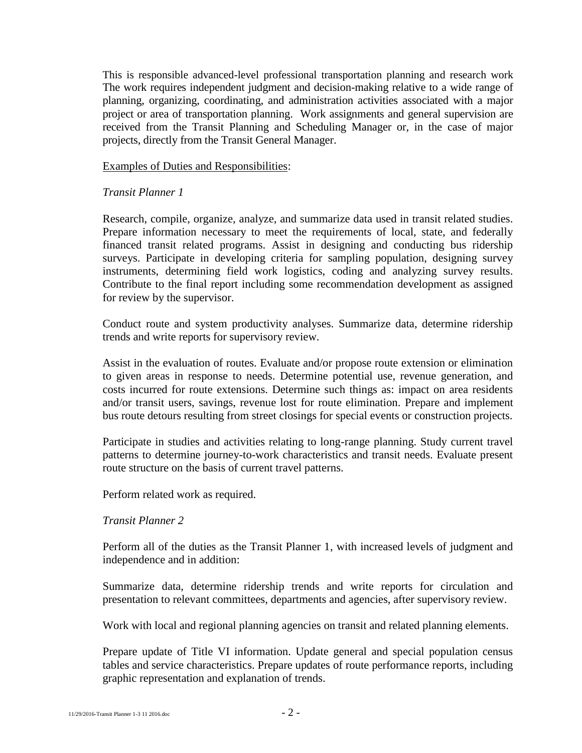This is responsible advanced-level professional transportation planning and research work The work requires independent judgment and decision-making relative to a wide range of planning, organizing, coordinating, and administration activities associated with a major project or area of transportation planning. Work assignments and general supervision are received from the Transit Planning and Scheduling Manager or, in the case of major projects, directly from the Transit General Manager.

Examples of Duties and Responsibilities:

*Transit Planner 1*

Research, compile, organize, analyze, and summarize data used in transit related studies. Prepare information necessary to meet the requirements of local, state, and federally financed transit related programs. Assist in designing and conducting bus ridership surveys. Participate in developing criteria for sampling population, designing survey instruments, determining field work logistics, coding and analyzing survey results. Contribute to the final report including some recommendation development as assigned for review by the supervisor.

Conduct route and system productivity analyses. Summarize data, determine ridership trends and write reports for supervisory review.

Assist in the evaluation of routes. Evaluate and/or propose route extension or elimination to given areas in response to needs. Determine potential use, revenue generation, and costs incurred for route extensions. Determine such things as: impact on area residents and/or transit users, savings, revenue lost for route elimination. Prepare and implement bus route detours resulting from street closings for special events or construction projects.

Participate in studies and activities relating to long-range planning. Study current travel patterns to determine journey-to-work characteristics and transit needs. Evaluate present route structure on the basis of current travel patterns.

Perform related work as required.

*Transit Planner 2*

Perform all of the duties as the Transit Planner 1, with increased levels of judgment and independence and in addition:

Summarize data, determine ridership trends and write reports for circulation and presentation to relevant committees, departments and agencies, after supervisory review.

Work with local and regional planning agencies on transit and related planning elements.

Prepare update of Title VI information. Update general and special population census tables and service characteristics. Prepare updates of route performance reports, including graphic representation and explanation of trends.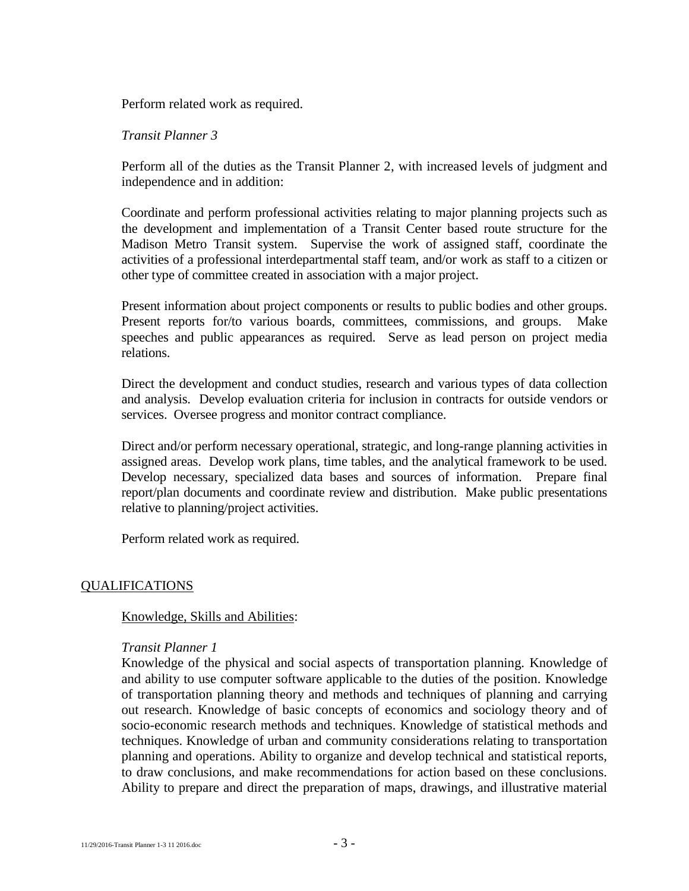Perform related work as required.

*Transit Planner 3*

Perform all of the duties as the Transit Planner 2, with increased levels of judgment and independence and in addition:

Coordinate and perform professional activities relating to major planning projects such as the development and implementation of a Transit Center based route structure for the Madison Metro Transit system. Supervise the work of assigned staff, coordinate the activities of a professional interdepartmental staff team, and/or work as staff to a citizen or other type of committee created in association with a major project.

Present information about project components or results to public bodies and other groups. Present reports for/to various boards, committees, commissions, and groups. Make speeches and public appearances as required. Serve as lead person on project media relations.

Direct the development and conduct studies, research and various types of data collection and analysis. Develop evaluation criteria for inclusion in contracts for outside vendors or services. Oversee progress and monitor contract compliance.

Direct and/or perform necessary operational, strategic, and long-range planning activities in assigned areas. Develop work plans, time tables, and the analytical framework to be used. Develop necessary, specialized data bases and sources of information. Prepare final report/plan documents and coordinate review and distribution. Make public presentations relative to planning/project activities.

Perform related work as required.

## QUALIFICATIONS

### Knowledge, Skills and Abilities:

*Transit Planner 1*

Knowledge of the physical and social aspects of transportation planning. Knowledge of and ability to use computer software applicable to the duties of the position. Knowledge of transportation planning theory and methods and techniques of planning and carrying out research. Knowledge of basic concepts of economics and sociology theory and of socio-economic research methods and techniques. Knowledge of statistical methods and techniques. Knowledge of urban and community considerations relating to transportation planning and operations. Ability to organize and develop technical and statistical reports, to draw conclusions, and make recommendations for action based on these conclusions. Ability to prepare and direct the preparation of maps, drawings, and illustrative material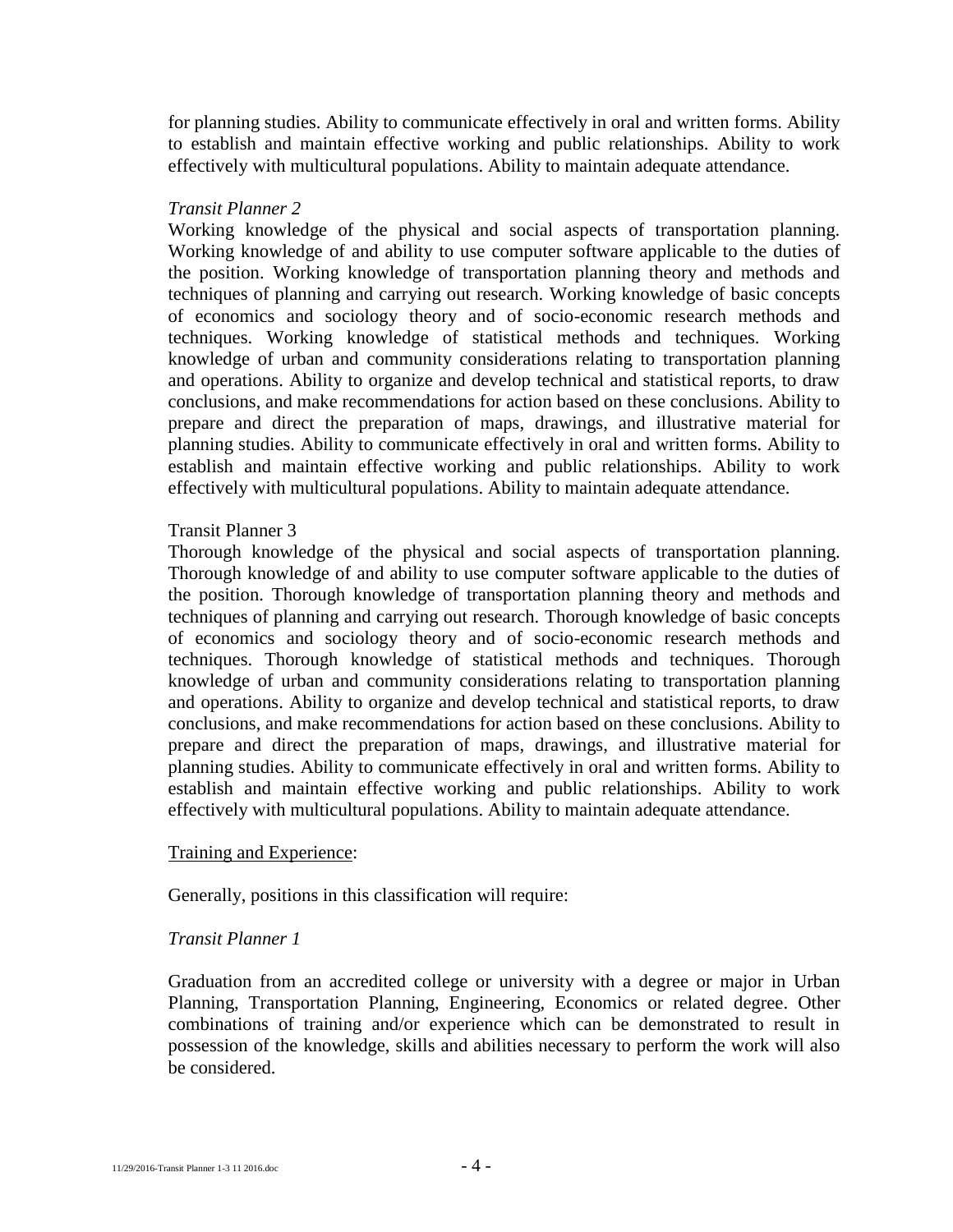for planning studies. Ability to communicate effectively in oral and written forms. Ability to establish and maintain effective working and public relationships. Ability to work effectively with multicultural populations. Ability to maintain adequate attendance.

*Transit Planner 2*

Working knowledge of the physical and social aspects of transportation planning. Working knowledge of and ability to use computer software applicable to the duties of the position. Working knowledge of transportation planning theory and methods and techniques of planning and carrying out research. Working knowledge of basic concepts of economics and sociology theory and of socio-economic research methods and techniques. Working knowledge of statistical methods and techniques. Working knowledge of urban and community considerations relating to transportation planning and operations. Ability to organize and develop technical and statistical reports, to draw conclusions, and make recommendations for action based on these conclusions. Ability to prepare and direct the preparation of maps, drawings, and illustrative material for planning studies. Ability to communicate effectively in oral and written forms. Ability to establish and maintain effective working and public relationships. Ability to work effectively with multicultural populations. Ability to maintain adequate attendance.

Transit Planner 3

Thorough knowledge of the physical and social aspects of transportation planning. Thorough knowledge of and ability to use computer software applicable to the duties of the position. Thorough knowledge of transportation planning theory and methods and techniques of planning and carrying out research. Thorough knowledge of basic concepts of economics and sociology theory and of socio-economic research methods and techniques. Thorough knowledge of statistical methods and techniques. Thorough knowledge of urban and community considerations relating to transportation planning and operations. Ability to organize and develop technical and statistical reports, to draw conclusions, and make recommendations for action based on these conclusions. Ability to prepare and direct the preparation of maps, drawings, and illustrative material for planning studies. Ability to communicate effectively in oral and written forms. Ability to establish and maintain effective working and public relationships. Ability to work effectively with multicultural populations. Ability to maintain adequate attendance.

Training and Experience:

Generally, positions in this classification will require:

*Transit Planner 1*

Graduation from an accredited college or university with a degree or major in Urban Planning, Transportation Planning, Engineering, Economics or related degree. Other combinations of training and/or experience which can be demonstrated to result in possession of the knowledge, skills and abilities necessary to perform the work will also be considered.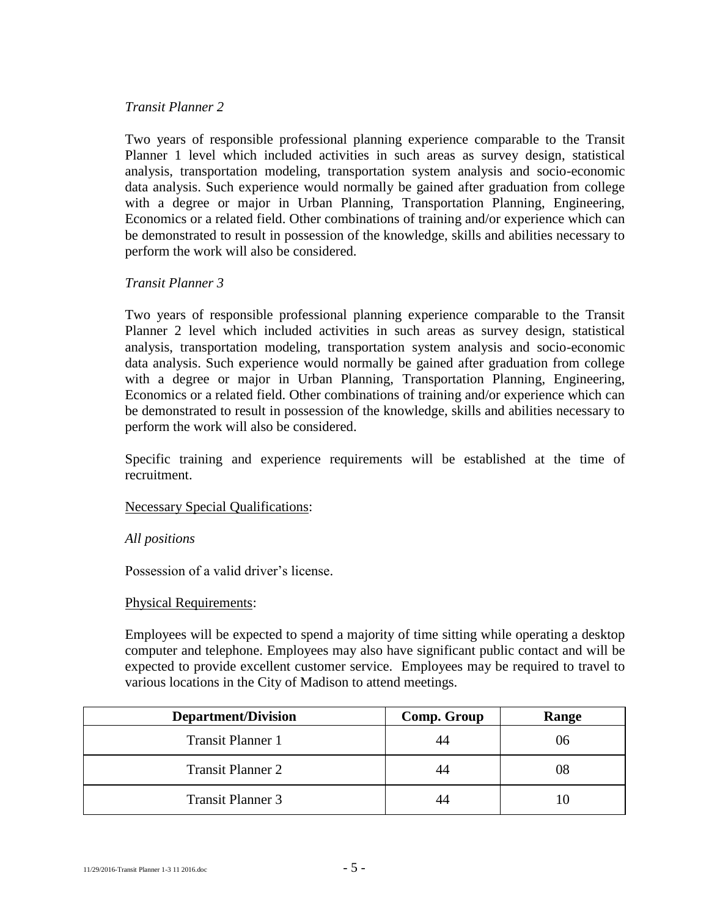*Transit Planner 2*

Two years of responsible professional planning experience comparable to the Transit Planner 1 level which included activities in such areas as survey design, statistical analysis, transportation modeling, transportation system analysis and socio-economic data analysis. Such experience would normally be gained after graduation from college with a degree or major in Urban Planning, Transportation Planning, Engineering, Economics or a related field. Other combinations of training and/or experience which can be demonstrated to result in possession of the knowledge, skills and abilities necessary to perform the work will also be considered.

*Transit Planner 3*

Two years of responsible professional planning experience comparable to the Transit Planner 2 level which included activities in such areas as survey design, statistical analysis, transportation modeling, transportation system analysis and socio-economic data analysis. Such experience would normally be gained after graduation from college with a degree or major in Urban Planning, Transportation Planning, Engineering, Economics or a related field. Other combinations of training and/or experience which can be demonstrated to result in possession of the knowledge, skills and abilities necessary to perform the work will also be considered.

Specific training and experience requirements will be established at the time of recruitment.

Necessary Special Qualifications:

*All positions*

Possession of a valid driver's license.

Physical Requirements:

Employees will be expected to spend a majority of time sitting while operating a desktop computer and telephone. Employees may also have significant public contact and will be expected to provide excellent customer service. Employees may be required to travel to various locations in the City of Madison to attend meetings.

| Department/Division | Comp. Group | Range |
|---|---|---|
| Transit Planner 1 | 44 | 06 |
| Transit Planner 2 | 44 | 08 |
| Transit Planner 3 | 44 | 10 |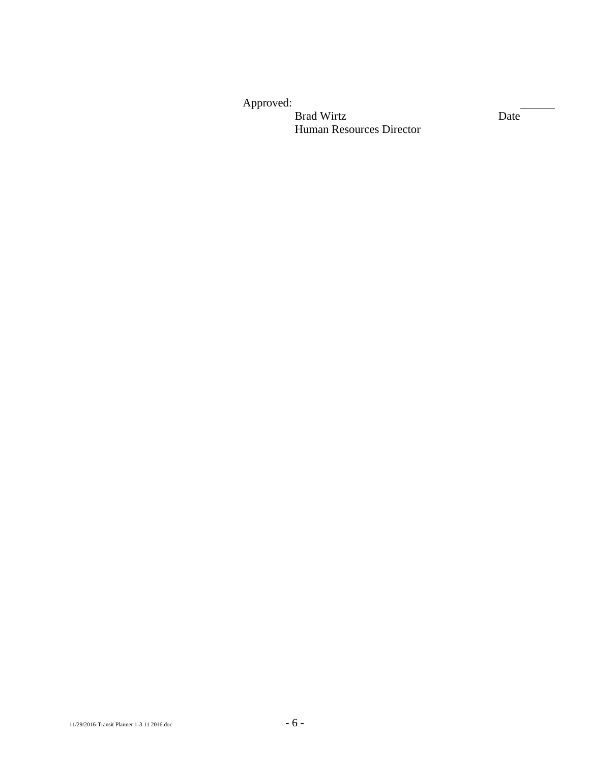Approved:
Brad Wirtz  Date ______
Human Resources Director